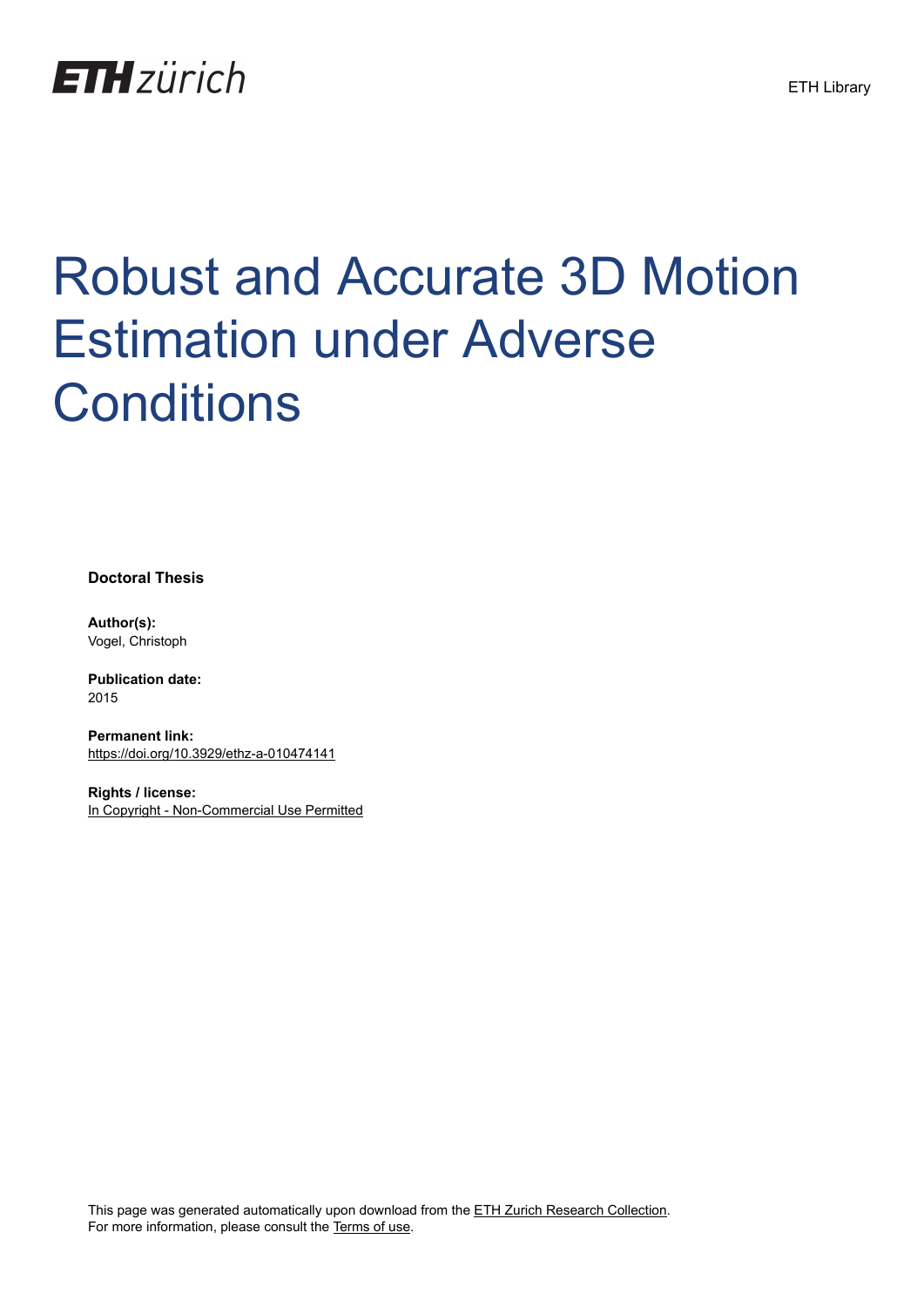ETH zürich

ETH Library

# Robust and Accurate 3D Motion Estimation under Adverse Conditions

**Doctoral Thesis**

**Author(s):**
Vogel, Christoph

**Publication date:**
2015

**Permanent link:**
https://doi.org/10.3929/ethz-a-010474141

**Rights / license:**
In Copyright - Non-Commercial Use Permitted

This page was generated automatically upon download from the ETH Zurich Research Collection.
For more information, please consult the Terms of use.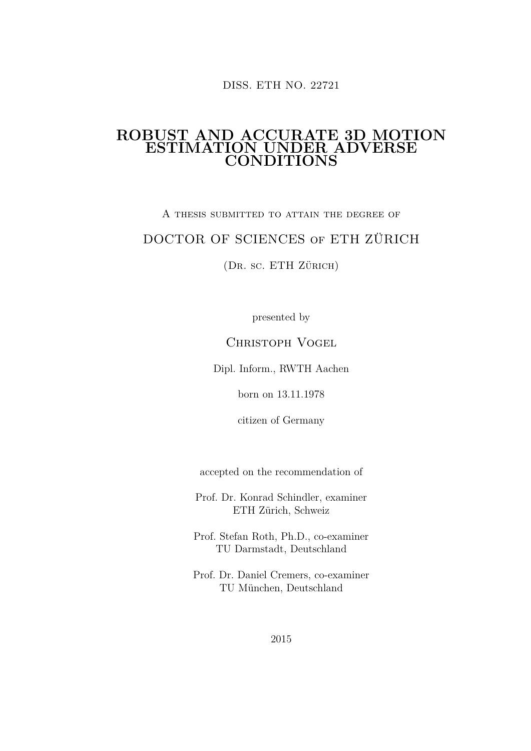DISS. ETH NO. 22721

# ROBUST AND ACCURATE 3D MOTION ESTIMATION UNDER ADVERSE CONDITIONS

A thesis submitted to attain the degree of

DOCTOR OF SCIENCES of ETH ZÜRICH

(Dr. sc. ETH Zürich)

presented by

Christoph Vogel

Dipl. Inform., RWTH Aachen

born on 13.11.1978

citizen of Germany

accepted on the recommendation of

Prof. Dr. Konrad Schindler, examiner
ETH Zürich, Schweiz

Prof. Stefan Roth, Ph.D., co-examiner
TU Darmstadt, Deutschland

Prof. Dr. Daniel Cremers, co-examiner
TU München, Deutschland

2015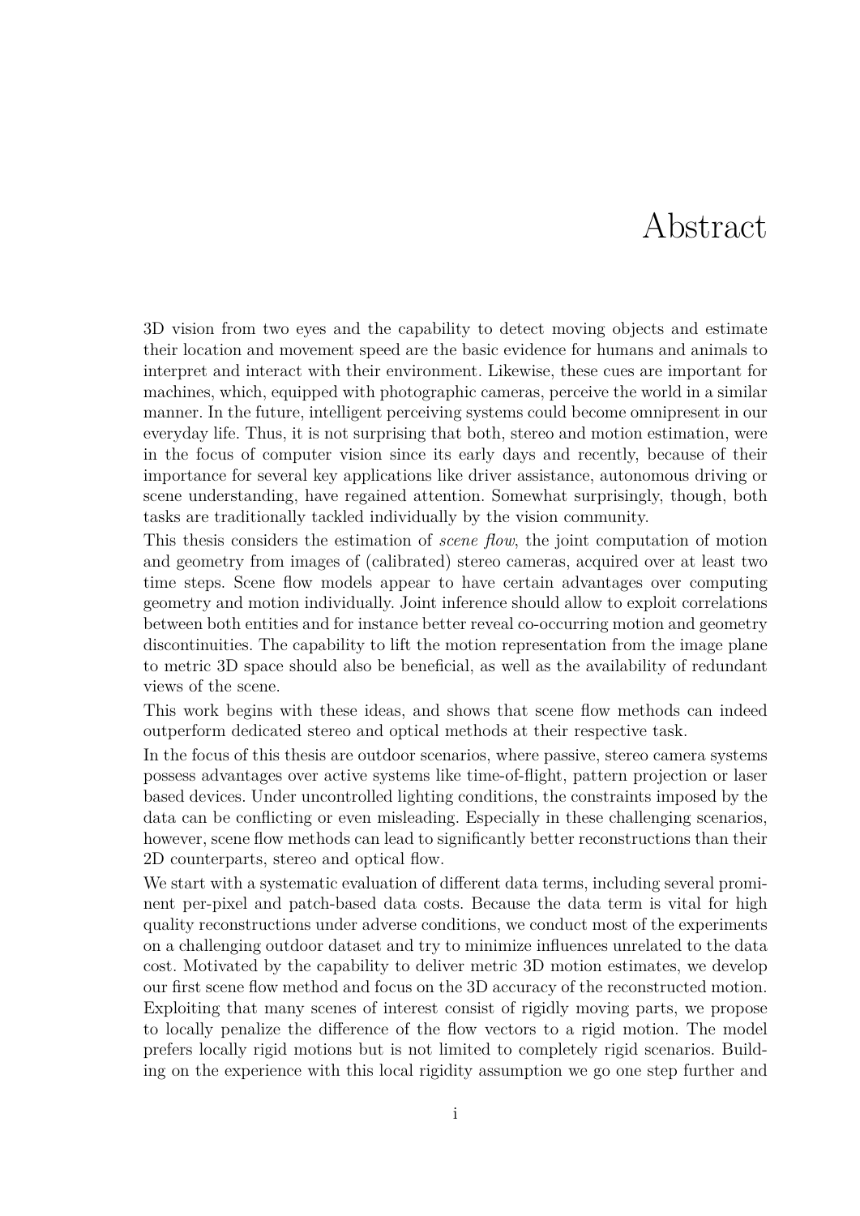# Abstract

3D vision from two eyes and the capability to detect moving objects and estimate their location and movement speed are the basic evidence for humans and animals to interpret and interact with their environment. Likewise, these cues are important for machines, which, equipped with photographic cameras, perceive the world in a similar manner. In the future, intelligent perceiving systems could become omnipresent in our everyday life. Thus, it is not surprising that both, stereo and motion estimation, were in the focus of computer vision since its early days and recently, because of their importance for several key applications like driver assistance, autonomous driving or scene understanding, have regained attention. Somewhat surprisingly, though, both tasks are traditionally tackled individually by the vision community.

This thesis considers the estimation of *scene flow*, the joint computation of motion and geometry from images of (calibrated) stereo cameras, acquired over at least two time steps. Scene flow models appear to have certain advantages over computing geometry and motion individually. Joint inference should allow to exploit correlations between both entities and for instance better reveal co-occurring motion and geometry discontinuities. The capability to lift the motion representation from the image plane to metric 3D space should also be beneficial, as well as the availability of redundant views of the scene.

This work begins with these ideas, and shows that scene flow methods can indeed outperform dedicated stereo and optical methods at their respective task.

In the focus of this thesis are outdoor scenarios, where passive, stereo camera systems possess advantages over active systems like time-of-flight, pattern projection or laser based devices. Under uncontrolled lighting conditions, the constraints imposed by the data can be conflicting or even misleading. Especially in these challenging scenarios, however, scene flow methods can lead to significantly better reconstructions than their 2D counterparts, stereo and optical flow.

We start with a systematic evaluation of different data terms, including several prominent per-pixel and patch-based data costs. Because the data term is vital for high quality reconstructions under adverse conditions, we conduct most of the experiments on a challenging outdoor dataset and try to minimize influences unrelated to the data cost. Motivated by the capability to deliver metric 3D motion estimates, we develop our first scene flow method and focus on the 3D accuracy of the reconstructed motion. Exploiting that many scenes of interest consist of rigidly moving parts, we propose to locally penalize the difference of the flow vectors to a rigid motion. The model prefers locally rigid motions but is not limited to completely rigid scenarios. Building on the experience with this local rigidity assumption we go one step further and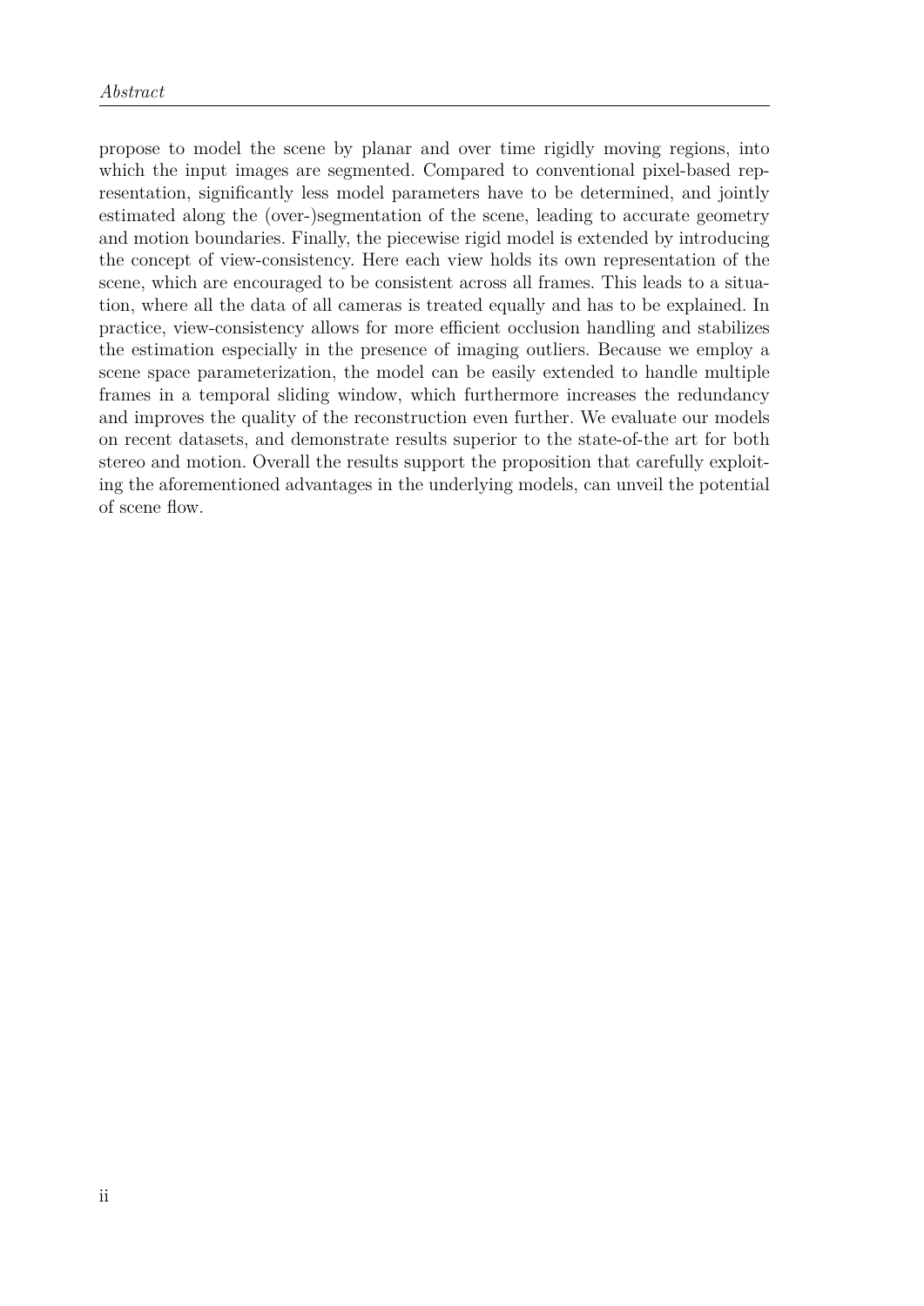propose to model the scene by planar and over time rigidly moving regions, into which the input images are segmented. Compared to conventional pixel-based representation, significantly less model parameters have to be determined, and jointly estimated along the (over-)segmentation of the scene, leading to accurate geometry and motion boundaries. Finally, the piecewise rigid model is extended by introducing the concept of view-consistency. Here each view holds its own representation of the scene, which are encouraged to be consistent across all frames. This leads to a situation, where all the data of all cameras is treated equally and has to be explained. In practice, view-consistency allows for more efficient occlusion handling and stabilizes the estimation especially in the presence of imaging outliers. Because we employ a scene space parameterization, the model can be easily extended to handle multiple frames in a temporal sliding window, which furthermore increases the redundancy and improves the quality of the reconstruction even further. We evaluate our models on recent datasets, and demonstrate results superior to the state-of-the art for both stereo and motion. Overall the results support the proposition that carefully exploiting the aforementioned advantages in the underlying models, can unveil the potential of scene flow.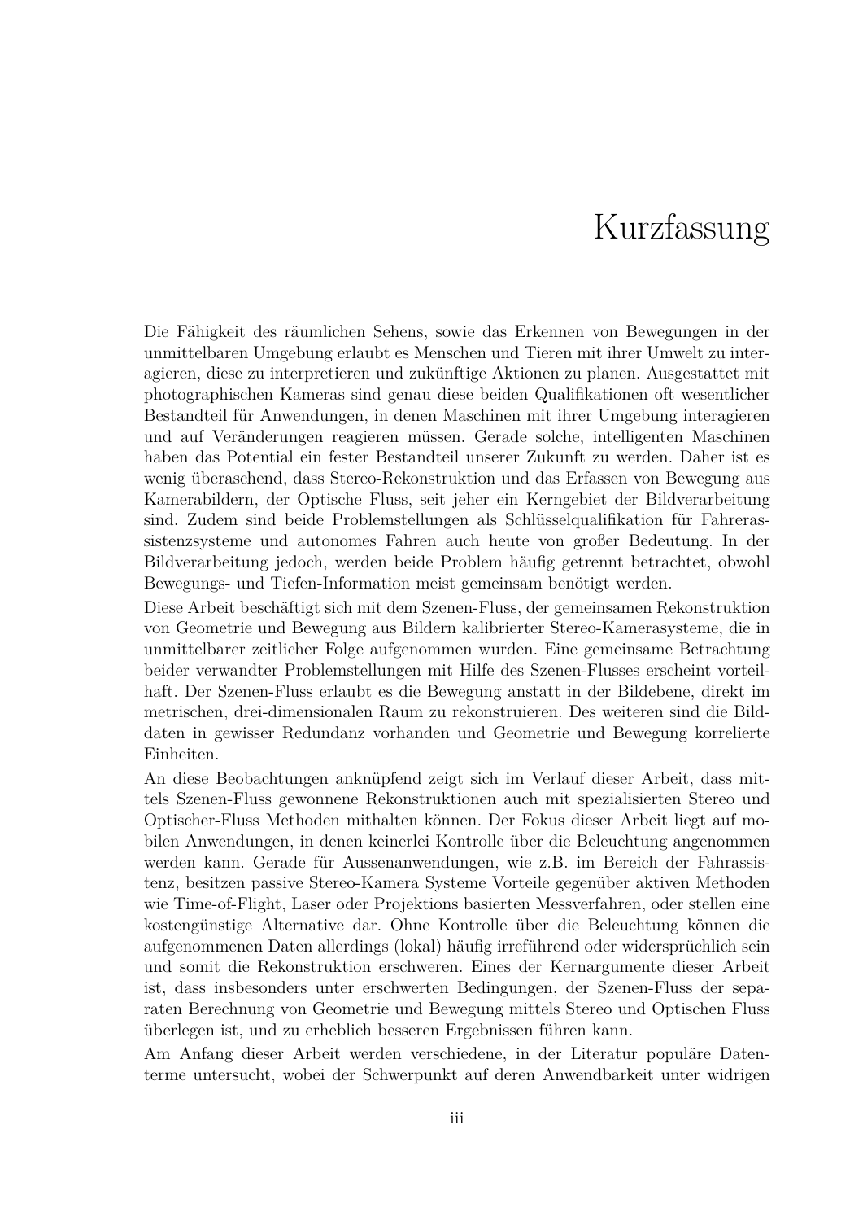# Kurzfassung

Die Fähigkeit des räumlichen Sehens, sowie das Erkennen von Bewegungen in der unmittelbaren Umgebung erlaubt es Menschen und Tieren mit ihrer Umwelt zu interagieren, diese zu interpretieren und zukünftige Aktionen zu planen. Ausgestattet mit photographischen Kameras sind genau diese beiden Qualifikationen oft wesentlicher Bestandteil für Anwendungen, in denen Maschinen mit ihrer Umgebung interagieren und auf Veränderungen reagieren müssen. Gerade solche, intelligenten Maschinen haben das Potential ein fester Bestandteil unserer Zukunft zu werden. Daher ist es wenig überaschend, dass Stereo-Rekonstruktion und das Erfassen von Bewegung aus Kamerabildern, der Optische Fluss, seit jeher ein Kerngebiet der Bildverarbeitung sind. Zudem sind beide Problemstellungen als Schlüsselqualifikation für Fahrerassistenzsysteme und autonomes Fahren auch heute von großer Bedeutung. In der Bildverarbeitung jedoch, werden beide Problem häufig getrennt betrachtet, obwohl Bewegungs- und Tiefen-Information meist gemeinsam benötigt werden.

Diese Arbeit beschäftigt sich mit dem Szenen-Fluss, der gemeinsamen Rekonstruktion von Geometrie und Bewegung aus Bildern kalibrierter Stereo-Kamerasysteme, die in unmittelbarer zeitlicher Folge aufgenommen wurden. Eine gemeinsame Betrachtung beider verwandter Problemstellungen mit Hilfe des Szenen-Flusses erscheint vorteilhaft. Der Szenen-Fluss erlaubt es die Bewegung anstatt in der Bildebene, direkt im metrischen, drei-dimensionalen Raum zu rekonstruieren. Des weiteren sind die Bilddaten in gewisser Redundanz vorhanden und Geometrie und Bewegung korrelierte Einheiten.

An diese Beobachtungen anknüpfend zeigt sich im Verlauf dieser Arbeit, dass mittels Szenen-Fluss gewonnene Rekonstruktionen auch mit spezialisierten Stereo und Optischer-Fluss Methoden mithalten können. Der Fokus dieser Arbeit liegt auf mobilen Anwendungen, in denen keinerlei Kontrolle über die Beleuchtung angenommen werden kann. Gerade für Aussenanwendungen, wie z.B. im Bereich der Fahrassistenz, besitzen passive Stereo-Kamera Systeme Vorteile gegenüber aktiven Methoden wie Time-of-Flight, Laser oder Projektions basierten Messverfahren, oder stellen eine kostengünstige Alternative dar. Ohne Kontrolle über die Beleuchtung können die aufgenommenen Daten allerdings (lokal) häufig irreführend oder widersprüchlich sein und somit die Rekonstruktion erschweren. Eines der Kernargumente dieser Arbeit ist, dass insbesonders unter erschwerten Bedingungen, der Szenen-Fluss der separaten Berechnung von Geometrie und Bewegung mittels Stereo und Optischen Fluss überlegen ist, und zu erheblich besseren Ergebnissen führen kann.

Am Anfang dieser Arbeit werden verschiedene, in der Literatur populäre Datenterme untersucht, wobei der Schwerpunkt auf deren Anwendbarkeit unter widrigen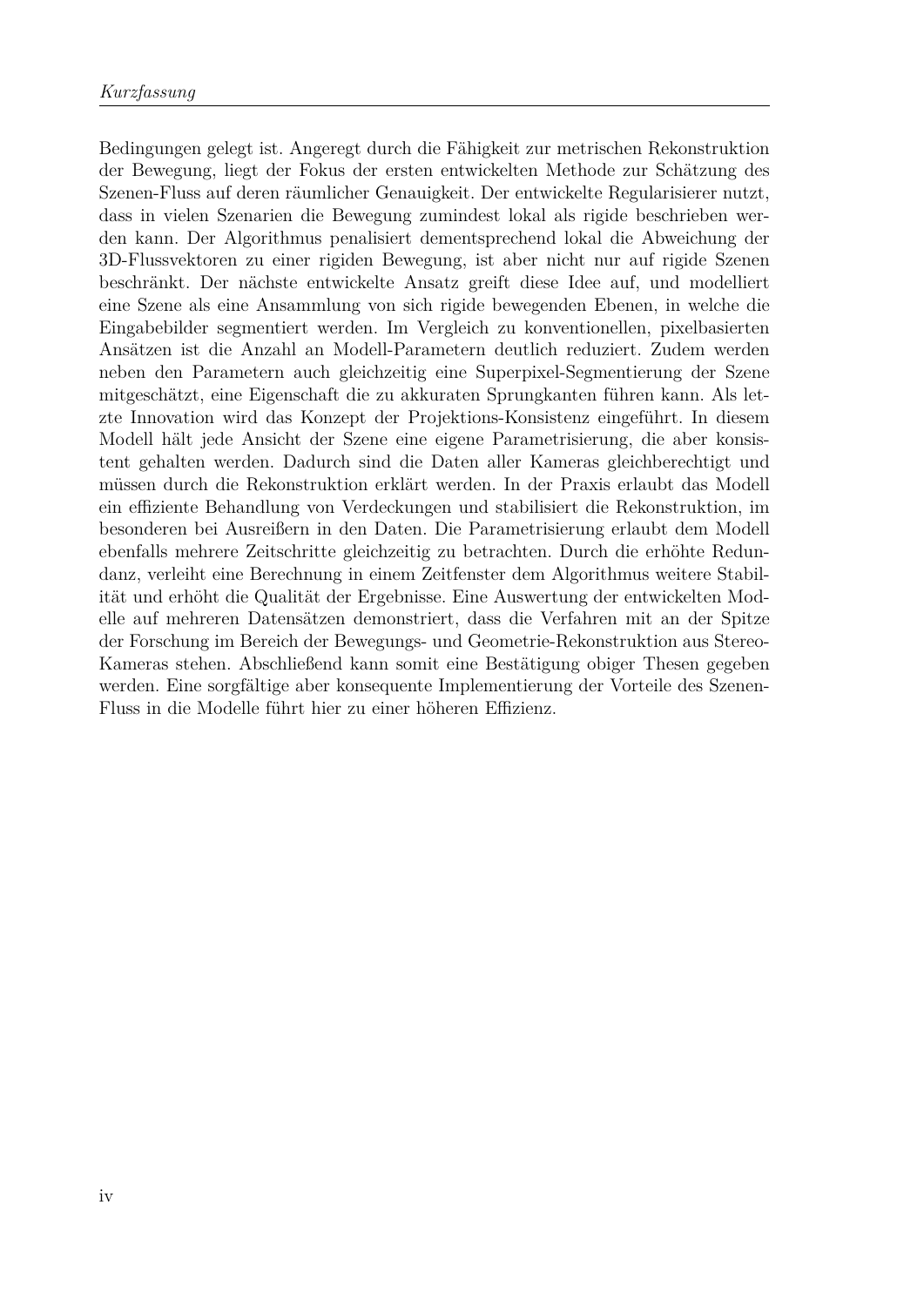Bedingungen gelegt ist. Angeregt durch die Fähigkeit zur metrischen Rekonstruktion der Bewegung, liegt der Fokus der ersten entwickelten Methode zur Schätzung des Szenen-Fluss auf deren räumlicher Genauigkeit. Der entwickelte Regularisierer nutzt, dass in vielen Szenarien die Bewegung zumindest lokal als rigide beschrieben werden kann. Der Algorithmus penalisiert dementsprechend lokal die Abweichung der 3D-Flussvektoren zu einer rigiden Bewegung, ist aber nicht nur auf rigide Szenen beschränkt. Der nächste entwickelte Ansatz greift diese Idee auf, und modelliert eine Szene als eine Ansammlung von sich rigide bewegenden Ebenen, in welche die Eingabebilder segmentiert werden. Im Vergleich zu konventionellen, pixelbasierten Ansätzen ist die Anzahl an Modell-Parametern deutlich reduziert. Zudem werden neben den Parametern auch gleichzeitig eine Superpixel-Segmentierung der Szene mitgeschätzt, eine Eigenschaft die zu akkuraten Sprungkanten führen kann. Als letzte Innovation wird das Konzept der Projektions-Konsistenz eingeführt. In diesem Modell hält jede Ansicht der Szene eine eigene Parametrisierung, die aber konsistent gehalten werden. Dadurch sind die Daten aller Kameras gleichberechtigt und müssen durch die Rekonstruktion erklärt werden. In der Praxis erlaubt das Modell ein effiziente Behandlung von Verdeckungen und stabilisiert die Rekonstruktion, im besonderen bei Ausreißern in den Daten. Die Parametrisierung erlaubt dem Modell ebenfalls mehrere Zeitschritte gleichzeitig zu betrachten. Durch die erhöhte Redundanz, verleiht eine Berechnung in einem Zeitfenster dem Algorithmus weitere Stabilität und erhöht die Qualität der Ergebnisse. Eine Auswertung der entwickelten Modelle auf mehreren Datensätzen demonstriert, dass die Verfahren mit an der Spitze der Forschung im Bereich der Bewegungs- und Geometrie-Rekonstruktion aus Stereo-Kameras stehen. Abschließend kann somit eine Bestätigung obiger Thesen gegeben werden. Eine sorgfältige aber konsequente Implementierung der Vorteile des Szenen-Fluss in die Modelle führt hier zu einer höheren Effizienz.